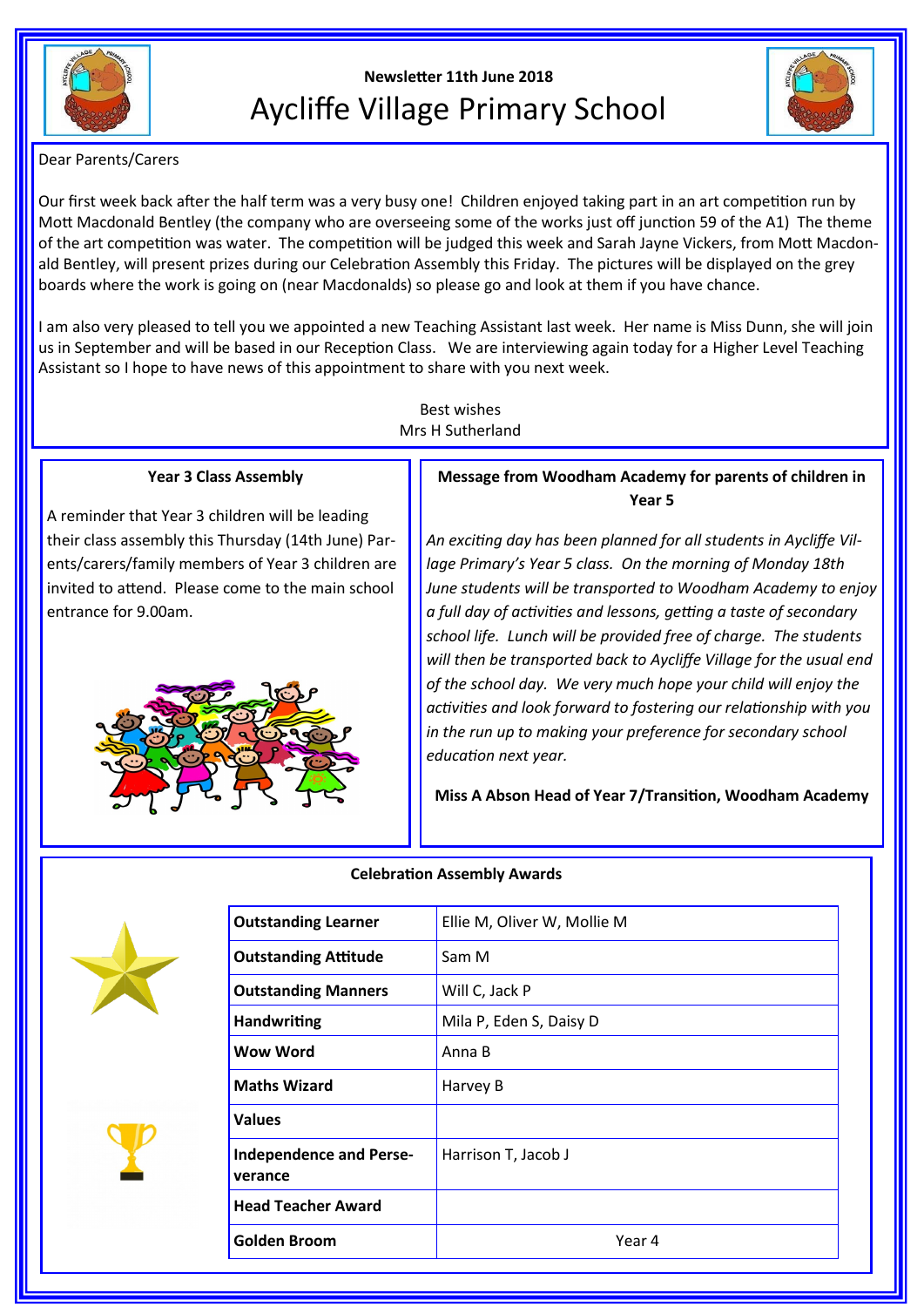Newsletter 11th June 2018

# Aycliffe Village Primary School

Dear Parents/Carers

Our first week back after the half term was a very busy one! Children enjoyed taking part in an art competition run by Mott Macdonald Bentley (the company who are overseeing some of the works just off junction 59 of the A1) The theme of the art competition was water. The competition will be judged this week and Sarah Jayne Vickers, from Mott Macdonald Bentley, will present prizes during our Celebration Assembly this Friday. The pictures will be displayed on the grey boards where the work is going on (near Macdonalds) so please go and look at them if you have chance.

I am also very pleased to tell you we appointed a new Teaching Assistant last week. Her name is Miss Dunn, she will join us in September and will be based in our Reception Class. We are interviewing again today for a Higher Level Teaching Assistant so I hope to have news of this appointment to share with you next week.

Best wishes
Mrs H Sutherland

### Year 3 Class Assembly

A reminder that Year 3 children will be leading their class assembly this Thursday (14th June) Parents/carers/family members of Year 3 children are invited to attend. Please come to the main school entrance for 9.00am.

### Message from Woodham Academy for parents of children in Year 5

*An exciting day has been planned for all students in Aycliffe Village Primary's Year 5 class. On the morning of Monday 18th June students will be transported to Woodham Academy to enjoy a full day of activities and lessons, getting a taste of secondary school life. Lunch will be provided free of charge. The students will then be transported back to Aycliffe Village for the usual end of the school day. We very much hope your child will enjoy the activities and look forward to fostering our relationship with you in the run up to making your preference for secondary school education next year.*

**Miss A Abson Head of Year 7/Transition, Woodham Academy**

### Celebration Assembly Awards

| | |
|---|---|
| **Outstanding Learner** | Ellie M, Oliver W, Mollie M |
| **Outstanding Attitude** | Sam M |
| **Outstanding Manners** | Will C, Jack P |
| **Handwriting** | Mila P, Eden S, Daisy D |
| **Wow Word** | Anna B |
| **Maths Wizard** | Harvey B |
| **Values** | |
| **Independence and Perseverance** | Harrison T, Jacob J |
| **Head Teacher Award** | |
| **Golden Broom** | Year 4 |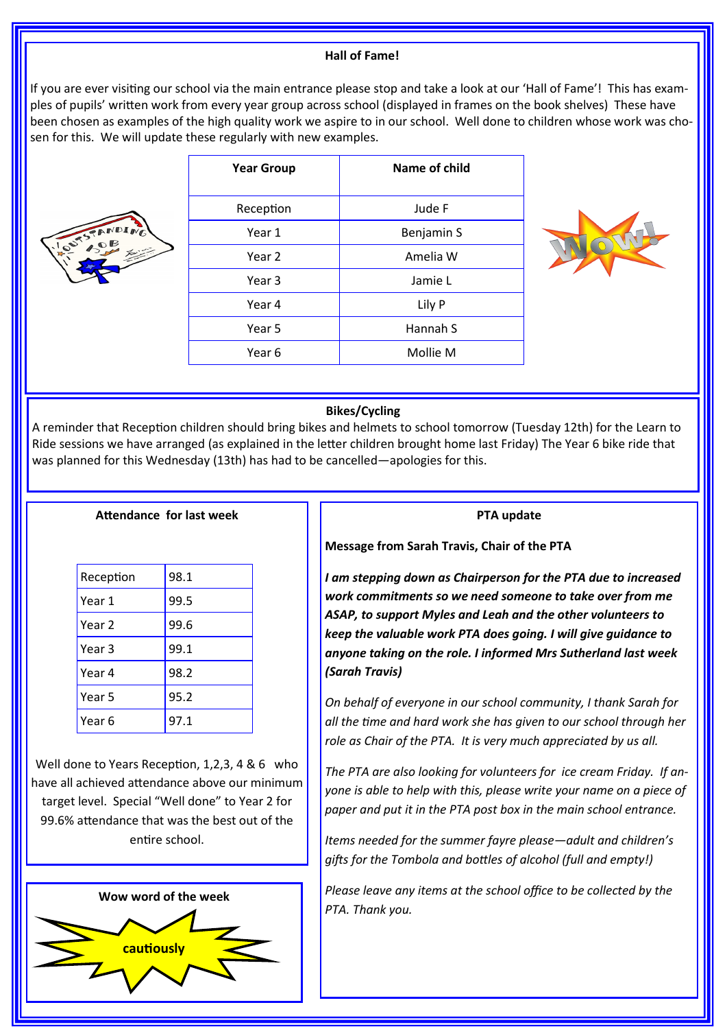## Hall of Fame!

If you are ever visiting our school via the main entrance please stop and take a look at our 'Hall of Fame'! This has examples of pupils' written work from every year group across school (displayed in frames on the book shelves) These have been chosen as examples of the high quality work we aspire to in our school. Well done to children whose work was chosen for this. We will update these regularly with new examples.

| Year Group | Name of child |
|---|---|
| Reception | Jude F |
| Year 1 | Benjamin S |
| Year 2 | Amelia W |
| Year 3 | Jamie L |
| Year 4 | Lily P |
| Year 5 | Hannah S |
| Year 6 | Mollie M |

## Bikes/Cycling

A reminder that Reception children should bring bikes and helmets to school tomorrow (Tuesday 12th) for the Learn to Ride sessions we have arranged (as explained in the letter children brought home last Friday) The Year 6 bike ride that was planned for this Wednesday (13th) has had to be cancelled—apologies for this.

## Attendance for last week

| | |
|---|---|
| Reception | 98.1 |
| Year 1 | 99.5 |
| Year 2 | 99.6 |
| Year 3 | 99.1 |
| Year 4 | 98.2 |
| Year 5 | 95.2 |
| Year 6 | 97.1 |

Well done to Years Reception, 1,2,3, 4 & 6 who have all achieved attendance above our minimum target level. Special "Well done" to Year 2 for 99.6% attendance that was the best out of the entire school.

## Wow word of the week

**cautiously**

## PTA update

**Message from Sarah Travis, Chair of the PTA**

***I am stepping down as Chairperson for the PTA due to increased work commitments so we need someone to take over from me ASAP, to support Myles and Leah and the other volunteers to keep the valuable work PTA does going. I will give guidance to anyone taking on the role. I informed Mrs Sutherland last week (Sarah Travis)***

*On behalf of everyone in our school community, I thank Sarah for all the time and hard work she has given to our school through her role as Chair of the PTA. It is very much appreciated by us all.*

*The PTA are also looking for volunteers for ice cream Friday. If anyone is able to help with this, please write your name on a piece of paper and put it in the PTA post box in the main school entrance.*

*Items needed for the summer fayre please—adult and children's gifts for the Tombola and bottles of alcohol (full and empty!)*

*Please leave any items at the school office to be collected by the PTA. Thank you.*